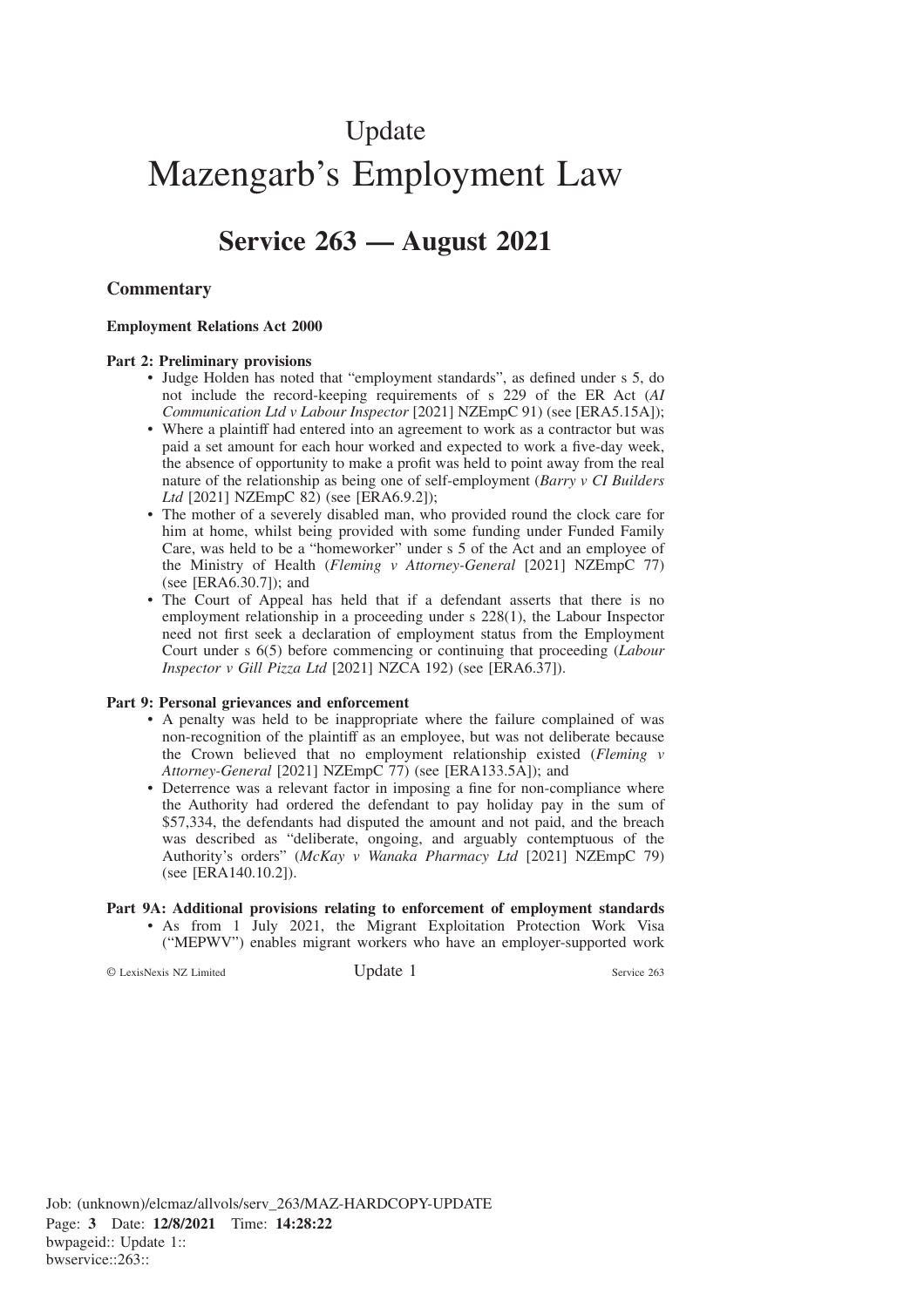# Update

# Mazengarb's Employment Law

## Service 263 — August 2021

### Commentary

**Employment Relations Act 2000**

**Part 2: Preliminary provisions**

- Judge Holden has noted that "employment standards", as defined under s 5, do not include the record-keeping requirements of s 229 of the ER Act (*AI Communication Ltd v Labour Inspector* [2021] NZEmpC 91) (see [ERA5.15A]);
- Where a plaintiff had entered into an agreement to work as a contractor but was paid a set amount for each hour worked and expected to work a five-day week, the absence of opportunity to make a profit was held to point away from the real nature of the relationship as being one of self-employment (*Barry v CI Builders Ltd* [2021] NZEmpC 82) (see [ERA6.9.2]);
- The mother of a severely disabled man, who provided round the clock care for him at home, whilst being provided with some funding under Funded Family Care, was held to be a "homeworker" under s 5 of the Act and an employee of the Ministry of Health (*Fleming v Attorney-General* [2021] NZEmpC 77) (see [ERA6.30.7]); and
- The Court of Appeal has held that if a defendant asserts that there is no employment relationship in a proceeding under s 228(1), the Labour Inspector need not first seek a declaration of employment status from the Employment Court under s 6(5) before commencing or continuing that proceeding (*Labour Inspector v Gill Pizza Ltd* [2021] NZCA 192) (see [ERA6.37]).

**Part 9: Personal grievances and enforcement**

- A penalty was held to be inappropriate where the failure complained of was non-recognition of the plaintiff as an employee, but was not deliberate because the Crown believed that no employment relationship existed (*Fleming v Attorney-General* [2021] NZEmpC 77) (see [ERA133.5A]); and
- Deterrence was a relevant factor in imposing a fine for non-compliance where the Authority had ordered the defendant to pay holiday pay in the sum of $57,334, the defendants had disputed the amount and not paid, and the breach was described as "deliberate, ongoing, and arguably contemptuous of the Authority's orders" (*McKay v Wanaka Pharmacy Ltd* [2021] NZEmpC 79) (see [ERA140.10.2]).

**Part 9A: Additional provisions relating to enforcement of employment standards**

- As from 1 July 2021, the Migrant Exploitation Protection Work Visa ("MEPWV") enables migrant workers who have an employer-supported work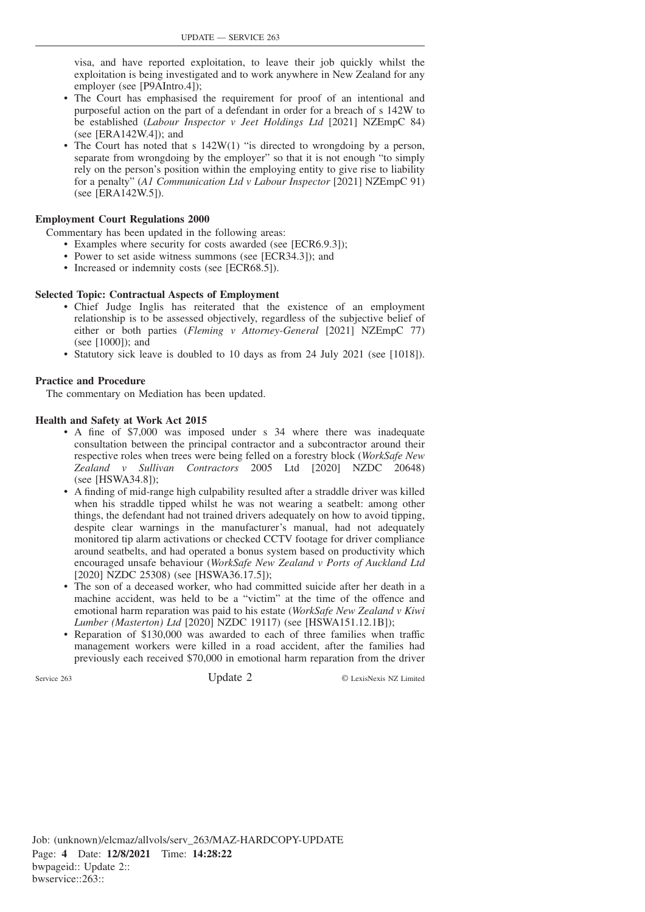visa, and have reported exploitation, to leave their job quickly whilst the exploitation is being investigated and to work anywhere in New Zealand for any employer (see [P9AIntro.4]);

- The Court has emphasised the requirement for proof of an intentional and purposeful action on the part of a defendant in order for a breach of s 142W to be established (*Labour Inspector v Jeet Holdings Ltd* [2021] NZEmpC 84) (see [ERA142W.4]); and
- The Court has noted that s 142W(1) "is directed to wrongdoing by a person, separate from wrongdoing by the employer" so that it is not enough "to simply rely on the person's position within the employing entity to give rise to liability for a penalty" (*A1 Communication Ltd v Labour Inspector* [2021] NZEmpC 91) (see [ERA142W.5]).

**Employment Court Regulations 2000**

Commentary has been updated in the following areas:

- Examples where security for costs awarded (see [ECR6.9.3]);
- Power to set aside witness summons (see [ECR34.3]); and
- Increased or indemnity costs (see [ECR68.5]).

**Selected Topic: Contractual Aspects of Employment**

- Chief Judge Inglis has reiterated that the existence of an employment relationship is to be assessed objectively, regardless of the subjective belief of either or both parties (*Fleming v Attorney-General* [2021] NZEmpC 77) (see [1000]); and
- Statutory sick leave is doubled to 10 days as from 24 July 2021 (see [1018]).

**Practice and Procedure**

The commentary on Mediation has been updated.

**Health and Safety at Work Act 2015**

- A fine of $7,000 was imposed under s 34 where there was inadequate consultation between the principal contractor and a subcontractor around their respective roles when trees were being felled on a forestry block (*WorkSafe New Zealand v Sullivan Contractors* 2005 Ltd [2020] NZDC 20648) (see [HSWA34.8]);
- A finding of mid-range high culpability resulted after a straddle driver was killed when his straddle tipped whilst he was not wearing a seatbelt: among other things, the defendant had not trained drivers adequately on how to avoid tipping, despite clear warnings in the manufacturer's manual, had not adequately monitored tip alarm activations or checked CCTV footage for driver compliance around seatbelts, and had operated a bonus system based on productivity which encouraged unsafe behaviour (*WorkSafe New Zealand v Ports of Auckland Ltd* [2020] NZDC 25308) (see [HSWA36.17.5]);
- The son of a deceased worker, who had committed suicide after her death in a machine accident, was held to be a "victim" at the time of the offence and emotional harm reparation was paid to his estate (*WorkSafe New Zealand v Kiwi Lumber (Masterton) Ltd* [2020] NZDC 19117) (see [HSWA151.12.1B]);
- Reparation of $130,000 was awarded to each of three families when traffic management workers were killed in a road accident, after the families had previously each received $70,000 in emotional harm reparation from the driver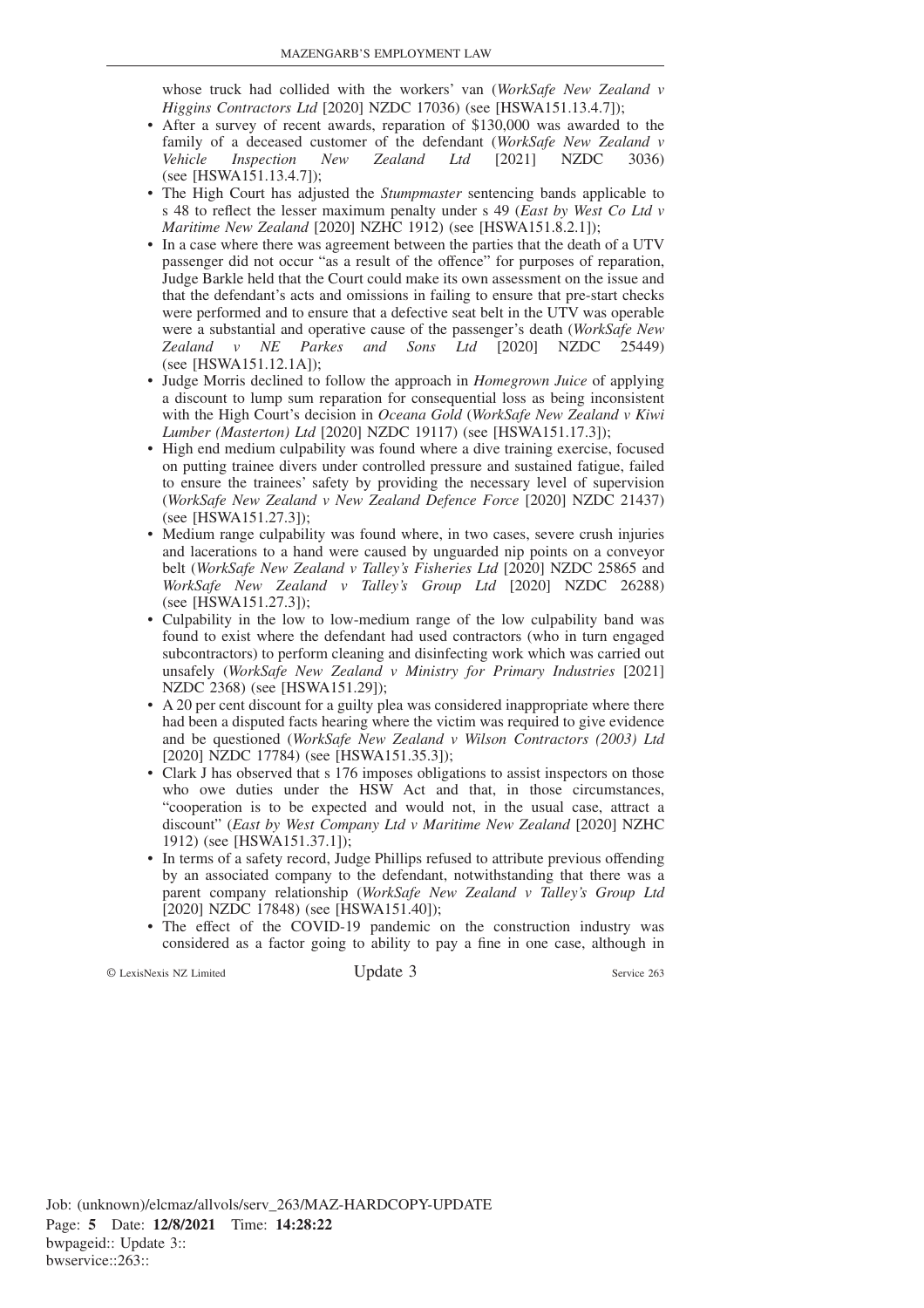whose truck had collided with the workers' van (*WorkSafe New Zealand v Higgins Contractors Ltd* [2020] NZDC 17036) (see [HSWA151.13.4.7]);

- After a survey of recent awards, reparation of $130,000 was awarded to the family of a deceased customer of the defendant (*WorkSafe New Zealand v Vehicle Inspection New Zealand Ltd* [2021] NZDC 3036) (see [HSWA151.13.4.7]);
- The High Court has adjusted the *Stumpmaster* sentencing bands applicable to s 48 to reflect the lesser maximum penalty under s 49 (*East by West Co Ltd v Maritime New Zealand* [2020] NZHC 1912) (see [HSWA151.8.2.1]);
- In a case where there was agreement between the parties that the death of a UTV passenger did not occur "as a result of the offence" for purposes of reparation, Judge Barkle held that the Court could make its own assessment on the issue and that the defendant's acts and omissions in failing to ensure that pre-start checks were performed and to ensure that a defective seat belt in the UTV was operable were a substantial and operative cause of the passenger's death (*WorkSafe New Zealand v NE Parkes and Sons Ltd* [2020] NZDC 25449) (see [HSWA151.12.1A]);
- Judge Morris declined to follow the approach in *Homegrown Juice* of applying a discount to lump sum reparation for consequential loss as being inconsistent with the High Court's decision in *Oceana Gold* (*WorkSafe New Zealand v Kiwi Lumber (Masterton) Ltd* [2020] NZDC 19117) (see [HSWA151.17.3]);
- High end medium culpability was found where a dive training exercise, focused on putting trainee divers under controlled pressure and sustained fatigue, failed to ensure the trainees' safety by providing the necessary level of supervision (*WorkSafe New Zealand v New Zealand Defence Force* [2020] NZDC 21437) (see [HSWA151.27.3]);
- Medium range culpability was found where, in two cases, severe crush injuries and lacerations to a hand were caused by unguarded nip points on a conveyor belt (*WorkSafe New Zealand v Talley's Fisheries Ltd* [2020] NZDC 25865 and *WorkSafe New Zealand v Talley's Group Ltd* [2020] NZDC 26288) (see [HSWA151.27.3]);
- Culpability in the low to low-medium range of the low culpability band was found to exist where the defendant had used contractors (who in turn engaged subcontractors) to perform cleaning and disinfecting work which was carried out unsafely (*WorkSafe New Zealand v Ministry for Primary Industries* [2021] NZDC 2368) (see [HSWA151.29]);
- A 20 per cent discount for a guilty plea was considered inappropriate where there had been a disputed facts hearing where the victim was required to give evidence and be questioned (*WorkSafe New Zealand v Wilson Contractors (2003) Ltd* [2020] NZDC 17784) (see [HSWA151.35.3]);
- Clark J has observed that s 176 imposes obligations to assist inspectors on those who owe duties under the HSW Act and that, in those circumstances, "cooperation is to be expected and would not, in the usual case, attract a discount" (*East by West Company Ltd v Maritime New Zealand* [2020] NZHC 1912) (see [HSWA151.37.1]);
- In terms of a safety record, Judge Phillips refused to attribute previous offending by an associated company to the defendant, notwithstanding that there was a parent company relationship (*WorkSafe New Zealand v Talley's Group Ltd* [2020] NZDC 17848) (see [HSWA151.40]);
- The effect of the COVID-19 pandemic on the construction industry was considered as a factor going to ability to pay a fine in one case, although in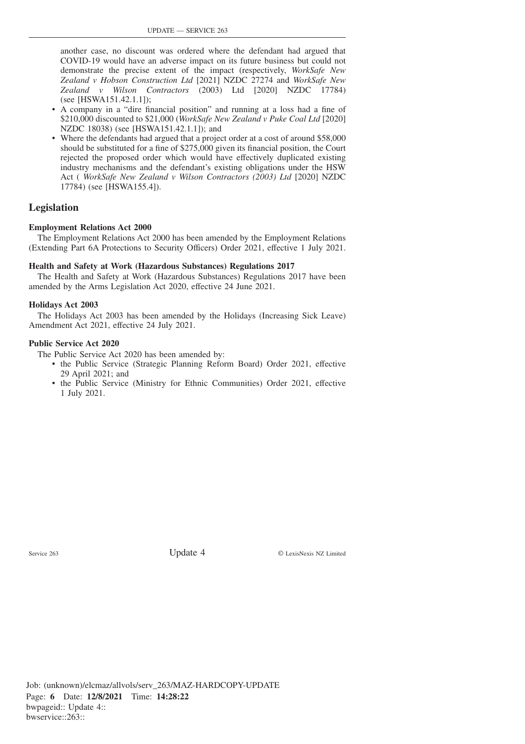another case, no discount was ordered where the defendant had argued that COVID-19 would have an adverse impact on its future business but could not demonstrate the precise extent of the impact (respectively, *WorkSafe New Zealand v Hobson Construction Ltd* [2021] NZDC 27274 and *WorkSafe New Zealand v Wilson Contractors* (2003) Ltd [2020] NZDC 17784) (see [HSWA151.42.1.1]);

- A company in a "dire financial position" and running at a loss had a fine of $210,000 discounted to $21,000 (*WorkSafe New Zealand v Puke Coal Ltd* [2020] NZDC 18038) (see [HSWA151.42.1.1]); and
- Where the defendants had argued that a project order at a cost of around $58,000 should be substituted for a fine of $275,000 given its financial position, the Court rejected the proposed order which would have effectively duplicated existing industry mechanisms and the defendant's existing obligations under the HSW Act ( *WorkSafe New Zealand v Wilson Contractors (2003) Ltd* [2020] NZDC 17784) (see [HSWA155.4]).

## Legislation

**Employment Relations Act 2000**

The Employment Relations Act 2000 has been amended by the Employment Relations (Extending Part 6A Protections to Security Officers) Order 2021, effective 1 July 2021.

**Health and Safety at Work (Hazardous Substances) Regulations 2017**

The Health and Safety at Work (Hazardous Substances) Regulations 2017 have been amended by the Arms Legislation Act 2020, effective 24 June 2021.

**Holidays Act 2003**

The Holidays Act 2003 has been amended by the Holidays (Increasing Sick Leave) Amendment Act 2021, effective 24 July 2021.

**Public Service Act 2020**

The Public Service Act 2020 has been amended by:

- the Public Service (Strategic Planning Reform Board) Order 2021, effective 29 April 2021; and
- the Public Service (Ministry for Ethnic Communities) Order 2021, effective 1 July 2021.